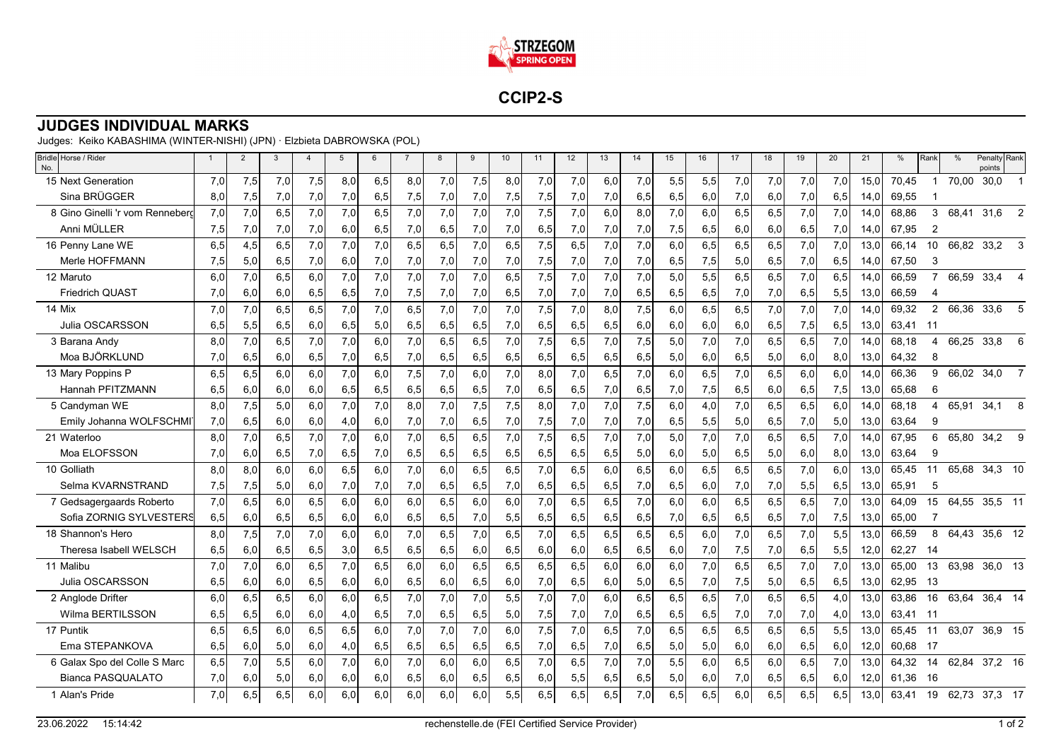# CCIP2-S

## JUDGES INDIVIDUAL MARKS

Judges: Keiko KABASHIMA (WINTER-NISHI) (JPN) · Elzbieta DABROWSKA (POL)

| Bridle No. | Horse / Rider | 1 | 2 | 3 | 4 | 5 | 6 | 7 | 8 | 9 | 10 | 11 | 12 | 13 | 14 | 15 | 16 | 17 | 18 | 19 | 20 | 21 | % | Rank | % | Penalty points | Rank |
|---|---|---|---|---|---|---|---|---|---|---|---|---|---|---|---|---|---|---|---|---|---|---|---|---|---|---|---|
| 15 | Next Generation | 7,0 | 7,5 | 7,0 | 7,5 | 8,0 | 6,5 | 8,0 | 7,0 | 7,5 | 8,0 | 7,0 | 7,0 | 6,0 | 7,0 | 5,5 | 5,5 | 7,0 | 7,0 | 7,0 | 7,0 | 15,0 | 70,45 | 1 | 70,00 | 30,0 | 1 |
| | Sina BRÜGGER | 8,0 | 7,5 | 7,0 | 7,0 | 7,0 | 6,5 | 7,5 | 7,0 | 7,0 | 7,5 | 7,5 | 7,0 | 7,0 | 6,5 | 6,5 | 6,0 | 7,0 | 6,0 | 7,0 | 6,5 | 14,0 | 69,55 | 1 | | | |
| 8 | Gino Ginelli 'r vom Renneberg | 7,0 | 7,0 | 6,5 | 7,0 | 7,0 | 6,5 | 7,0 | 7,0 | 7,0 | 7,0 | 7,5 | 7,0 | 6,0 | 8,0 | 7,0 | 6,0 | 6,5 | 6,5 | 7,0 | 7,0 | 14,0 | 68,86 | 3 | 68,41 | 31,6 | 2 |
| | Anni MÜLLER | 7,5 | 7,0 | 7,0 | 7,0 | 6,0 | 6,5 | 7,0 | 6,5 | 7,0 | 7,0 | 6,5 | 7,0 | 7,0 | 7,0 | 7,5 | 6,5 | 6,0 | 6,0 | 6,5 | 7,0 | 14,0 | 67,95 | 2 | | | |
| 16 | Penny Lane WE | 6,5 | 4,5 | 6,5 | 7,0 | 7,0 | 7,0 | 6,5 | 6,5 | 7,0 | 6,5 | 7,5 | 6,5 | 7,0 | 7,0 | 6,0 | 6,5 | 6,5 | 6,5 | 7,0 | 7,0 | 13,0 | 66,14 | 10 | 66,82 | 33,2 | 3 |
| | Merle HOFFMANN | 7,5 | 5,0 | 6,5 | 7,0 | 6,0 | 7,0 | 7,0 | 7,0 | 7,0 | 7,0 | 7,5 | 7,0 | 7,0 | 7,0 | 6,5 | 7,5 | 5,0 | 6,5 | 7,0 | 6,5 | 14,0 | 67,50 | 3 | | | |
| 12 | Maruto | 6,0 | 7,0 | 6,5 | 6,0 | 7,0 | 7,0 | 7,0 | 7,0 | 7,0 | 6,5 | 7,5 | 7,0 | 7,0 | 7,0 | 5,0 | 5,5 | 6,5 | 6,5 | 7,0 | 6,5 | 14,0 | 66,59 | 7 | 66,59 | 33,4 | 4 |
| | Friedrich QUAST | 7,0 | 6,0 | 6,0 | 6,5 | 6,5 | 7,0 | 7,5 | 7,0 | 7,0 | 6,5 | 7,0 | 7,0 | 7,0 | 6,5 | 6,5 | 6,5 | 7,0 | 7,0 | 6,5 | 5,5 | 13,0 | 66,59 | 4 | | | |
| 14 | Mix | 7,0 | 7,0 | 6,5 | 6,5 | 7,0 | 7,0 | 6,5 | 7,0 | 7,0 | 7,0 | 7,5 | 7,0 | 8,0 | 7,5 | 6,0 | 6,5 | 6,5 | 7,0 | 7,0 | 7,0 | 14,0 | 69,32 | 2 | 66,36 | 33,6 | 5 |
| | Julia OSCARSSON | 6,5 | 5,5 | 6,5 | 6,0 | 6,5 | 5,0 | 6,5 | 6,5 | 6,5 | 7,0 | 6,5 | 6,5 | 6,5 | 6,0 | 6,0 | 6,0 | 6,0 | 6,5 | 7,5 | 6,5 | 13,0 | 63,41 | 11 | | | |
| 3 | Barana Andy | 8,0 | 7,0 | 6,5 | 7,0 | 7,0 | 6,0 | 7,0 | 6,5 | 6,5 | 7,0 | 7,5 | 6,5 | 7,0 | 7,5 | 5,0 | 7,0 | 7,0 | 6,5 | 6,5 | 7,0 | 14,0 | 68,18 | 4 | 66,25 | 33,8 | 6 |
| | Moa BJÖRKLUND | 7,0 | 6,5 | 6,0 | 6,5 | 7,0 | 6,5 | 7,0 | 6,5 | 6,5 | 6,5 | 6,5 | 6,5 | 6,5 | 6,5 | 5,0 | 6,0 | 6,5 | 5,0 | 6,0 | 8,0 | 13,0 | 64,32 | 8 | | | |
| 13 | Mary Poppins P | 6,5 | 6,5 | 6,0 | 6,0 | 7,0 | 6,0 | 7,5 | 7,0 | 6,0 | 7,0 | 8,0 | 7,0 | 6,5 | 7,0 | 6,0 | 6,5 | 7,0 | 6,5 | 6,0 | 6,0 | 14,0 | 66,36 | 9 | 66,02 | 34,0 | 7 |
| | Hannah PFITZMANN | 6,5 | 6,0 | 6,0 | 6,0 | 6,5 | 6,5 | 6,5 | 6,5 | 6,5 | 7,0 | 6,5 | 6,5 | 7,0 | 6,5 | 7,0 | 7,5 | 6,5 | 6,0 | 6,5 | 7,5 | 13,0 | 65,68 | 6 | | | |
| 5 | Candyman WE | 8,0 | 7,5 | 5,0 | 6,0 | 7,0 | 7,0 | 8,0 | 7,0 | 7,5 | 7,5 | 8,0 | 7,0 | 7,0 | 7,5 | 6,0 | 4,0 | 7,0 | 6,5 | 6,5 | 6,0 | 14,0 | 68,18 | 4 | 65,91 | 34,1 | 8 |
| | Emily Johanna WOLFSCHMI | 7,0 | 6,5 | 6,0 | 6,0 | 4,0 | 6,0 | 7,0 | 7,0 | 6,5 | 7,0 | 7,5 | 7,0 | 7,0 | 7,0 | 6,5 | 5,5 | 5,0 | 6,5 | 7,0 | 5,0 | 13,0 | 63,64 | 9 | | | |
| 21 | Waterloo | 8,0 | 7,0 | 6,5 | 7,0 | 7,0 | 6,0 | 7,0 | 7,0 | 6,5 | 6,5 | 7,5 | 6,5 | 7,0 | 7,0 | 5,0 | 7,0 | 7,0 | 6,5 | 6,5 | 7,0 | 14,0 | 67,95 | 6 | 65,80 | 34,2 | 9 |
| | Moa ELOFSSON | 7,0 | 6,0 | 6,5 | 7,0 | 6,5 | 7,0 | 6,5 | 6,5 | 6,5 | 6,5 | 6,5 | 6,5 | 6,5 | 5,0 | 6,0 | 5,0 | 6,5 | 5,0 | 6,0 | 8,0 | 13,0 | 63,64 | 9 | | | |
| 10 | Golliath | 8,0 | 8,0 | 6,0 | 6,0 | 6,5 | 6,0 | 7,0 | 6,0 | 6,5 | 6,5 | 7,0 | 6,5 | 6,0 | 6,5 | 6,0 | 6,5 | 6,5 | 6,5 | 7,0 | 6,0 | 13,0 | 65,45 | 11 | 65,68 | 34,3 | 10 |
| | Selma KVARNSTRAND | 7,5 | 7,5 | 5,0 | 6,0 | 7,0 | 7,0 | 7,0 | 6,5 | 6,5 | 7,0 | 6,5 | 6,5 | 6,5 | 7,0 | 6,5 | 6,0 | 7,0 | 7,0 | 5,5 | 6,5 | 13,0 | 65,91 | 5 | | | |
| 7 | Gedsagergaards Roberto | 7,0 | 6,5 | 6,0 | 6,5 | 6,0 | 6,0 | 6,0 | 6,5 | 6,0 | 6,0 | 7,0 | 6,5 | 6,5 | 7,0 | 6,0 | 6,0 | 6,5 | 6,5 | 6,5 | 7,0 | 13,0 | 64,09 | 15 | 64,55 | 35,5 | 11 |
| | Sofia ZORNIG SYLVESTERS | 6,5 | 6,0 | 6,5 | 6,5 | 6,0 | 6,0 | 6,5 | 6,5 | 7,0 | 5,5 | 6,5 | 6,5 | 6,5 | 6,5 | 7,0 | 6,5 | 6,5 | 6,5 | 7,0 | 7,5 | 13,0 | 65,00 | 7 | | | |
| 18 | Shannon's Hero | 8,0 | 7,5 | 7,0 | 7,0 | 6,0 | 6,0 | 7,0 | 6,5 | 7,0 | 6,5 | 7,0 | 6,5 | 6,5 | 6,5 | 6,5 | 6,0 | 7,0 | 6,5 | 7,0 | 5,5 | 13,0 | 66,59 | 8 | 64,43 | 35,6 | 12 |
| | Theresa Isabell WELSCH | 6,5 | 6,0 | 6,5 | 6,5 | 3,0 | 6,5 | 6,5 | 6,5 | 6,0 | 6,5 | 6,0 | 6,0 | 6,5 | 6,5 | 6,0 | 7,0 | 7,5 | 7,0 | 6,5 | 5,5 | 12,0 | 62,27 | 14 | | | |
| 11 | Malibu | 7,0 | 7,0 | 6,0 | 6,5 | 7,0 | 6,5 | 6,0 | 6,0 | 6,5 | 6,5 | 6,5 | 6,5 | 6,0 | 6,0 | 6,0 | 7,0 | 6,5 | 6,5 | 7,0 | 7,0 | 13,0 | 65,00 | 13 | 63,98 | 36,0 | 13 |
| | Julia OSCARSSON | 6,5 | 6,0 | 6,0 | 6,5 | 6,0 | 6,0 | 6,5 | 6,0 | 6,5 | 6,0 | 7,0 | 6,5 | 6,0 | 5,0 | 6,5 | 7,0 | 7,5 | 5,0 | 6,5 | 6,5 | 13,0 | 62,95 | 13 | | | |
| 2 | Anglode Drifter | 6,0 | 6,5 | 6,5 | 6,0 | 6,0 | 6,5 | 7,0 | 7,0 | 7,0 | 5,5 | 7,0 | 7,0 | 6,0 | 6,5 | 6,5 | 6,5 | 7,0 | 6,5 | 6,5 | 4,0 | 13,0 | 63,86 | 16 | 63,64 | 36,4 | 14 |
| | Wilma BERTILSSON | 6,5 | 6,5 | 6,0 | 6,0 | 4,0 | 6,5 | 7,0 | 6,5 | 6,5 | 5,0 | 7,5 | 7,0 | 7,0 | 6,5 | 6,5 | 6,5 | 7,0 | 7,0 | 7,0 | 4,0 | 13,0 | 63,41 | 11 | | | |
| 17 | Puntik | 6,5 | 6,5 | 6,0 | 6,5 | 6,5 | 6,0 | 7,0 | 7,0 | 7,0 | 6,0 | 7,5 | 7,0 | 6,5 | 7,0 | 6,5 | 6,5 | 6,5 | 6,5 | 6,5 | 5,5 | 13,0 | 65,45 | 11 | 63,07 | 36,9 | 15 |
| | Ema STEPANKOVA | 6,5 | 6,0 | 5,0 | 6,0 | 4,0 | 6,5 | 6,5 | 6,5 | 6,5 | 6,5 | 7,0 | 6,5 | 7,0 | 6,5 | 5,0 | 5,0 | 6,0 | 6,0 | 6,5 | 6,0 | 12,0 | 60,68 | 17 | | | |
| 6 | Galax Spo del Colle S Marc | 6,5 | 7,0 | 5,5 | 6,0 | 7,0 | 6,0 | 7,0 | 6,0 | 6,0 | 6,5 | 7,0 | 6,5 | 7,0 | 7,0 | 5,5 | 6,0 | 6,5 | 6,0 | 6,5 | 7,0 | 13,0 | 64,32 | 14 | 62,84 | 37,2 | 16 |
| | Bianca PASQUALATO | 7,0 | 6,0 | 5,0 | 6,0 | 6,0 | 6,0 | 6,5 | 6,0 | 6,5 | 6,5 | 6,0 | 5,5 | 6,5 | 6,5 | 5,0 | 6,0 | 7,0 | 6,5 | 6,5 | 6,0 | 12,0 | 61,36 | 16 | | | |
| 1 | Alan's Pride | 7,0 | 6,5 | 6,5 | 6,0 | 6,0 | 6,0 | 6,0 | 6,0 | 6,0 | 5,5 | 6,5 | 6,5 | 6,5 | 7,0 | 6,5 | 6,5 | 6,0 | 6,5 | 6,5 | 6,5 | 13,0 | 63,41 | 19 | 62,73 | 37,3 | 17 |

23.06.2022 15:14:42 rechenstelle.de (FEI Certified Service Provider)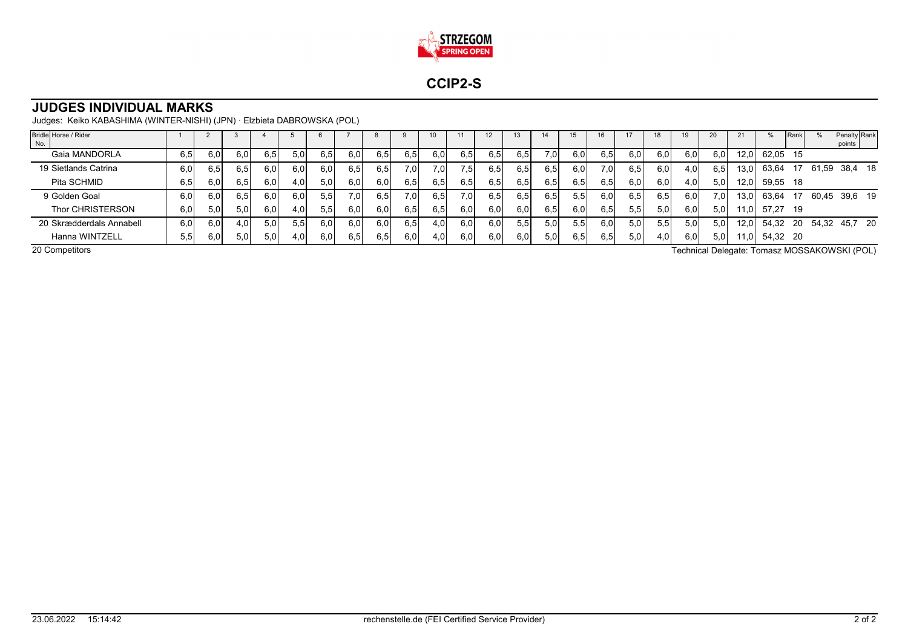# CCIP2-S

## JUDGES INDIVIDUAL MARKS

Judges: Keiko KABASHIMA (WINTER-NISHI) (JPN) · Elzbieta DABROWSKA (POL)

| Bridle No. | Horse / Rider | 1 | 2 | 3 | 4 | 5 | 6 | 7 | 8 | 9 | 10 | 11 | 12 | 13 | 14 | 15 | 16 | 17 | 18 | 19 | 20 | 21 | % | Rank | % | Penalty points | Rank |
|---|---|---|---|---|---|---|---|---|---|---|---|---|---|---|---|---|---|---|---|---|---|---|---|---|---|---|---|
| | Gaia MANDORLA | 6,5 | 6,0 | 6,0 | 6,5 | 5,0 | 6,5 | 6,0 | 6,5 | 6,5 | 6,0 | 6,5 | 6,5 | 6,5 | 7,0 | 6,0 | 6,5 | 6,0 | 6,0 | 6,0 | 6,0 | 12,0 | 62,05 | 15 | | | |
| 19 | Sietlands Catrina | 6,0 | 6,5 | 6,5 | 6,0 | 6,0 | 6,0 | 6,5 | 6,5 | 7,0 | 7,0 | 7,5 | 6,5 | 6,5 | 6,5 | 6,0 | 7,0 | 6,5 | 6,0 | 4,0 | 6,5 | 13,0 | 63,64 | 17 | 61,59 | 38,4 | 18 |
| | Pita SCHMID | 6,5 | 6,0 | 6,5 | 6,0 | 4,0 | 5,0 | 6,0 | 6,0 | 6,5 | 6,5 | 6,5 | 6,5 | 6,5 | 6,5 | 6,5 | 6,5 | 6,0 | 6,0 | 4,0 | 5,0 | 12,0 | 59,55 | 18 | | | |
| 9 | Golden Goal | 6,0 | 6,0 | 6,5 | 6,0 | 6,0 | 5,5 | 7,0 | 6,5 | 7,0 | 6,5 | 7,0 | 6,5 | 6,5 | 6,5 | 5,5 | 6,0 | 6,5 | 6,5 | 6,0 | 7,0 | 13,0 | 63,64 | 17 | 60,45 | 39,6 | 19 |
| | Thor CHRISTERSON | 6,0 | 5,0 | 5,0 | 6,0 | 4,0 | 5,5 | 6,0 | 6,0 | 6,5 | 6,5 | 6,0 | 6,0 | 6,0 | 6,5 | 6,0 | 6,5 | 5,5 | 5,0 | 6,0 | 5,0 | 11,0 | 57,27 | 19 | | | |
| 20 | Skrædderdals Annabell | 6,0 | 6,0 | 4,0 | 5,0 | 5,5 | 6,0 | 6,0 | 6,0 | 6,5 | 4,0 | 6,0 | 6,0 | 5,5 | 5,0 | 5,5 | 6,0 | 5,0 | 5,5 | 5,0 | 5,0 | 12,0 | 54,32 | 20 | 54,32 | 45,7 | 20 |
| | Hanna WINTZELL | 5,5 | 6,0 | 5,0 | 5,0 | 4,0 | 6,0 | 6,5 | 6,5 | 6,0 | 4,0 | 6,0 | 6,0 | 6,0 | 5,0 | 6,5 | 6,5 | 5,0 | 4,0 | 6,0 | 5,0 | 11,0 | 54,32 | 20 | | | |

20 Competitors

Technical Delegate: Tomasz MOSSAKOWSKI (POL)

23.06.2022 15:14:42 rechenstelle.de (FEI Certified Service Provider)